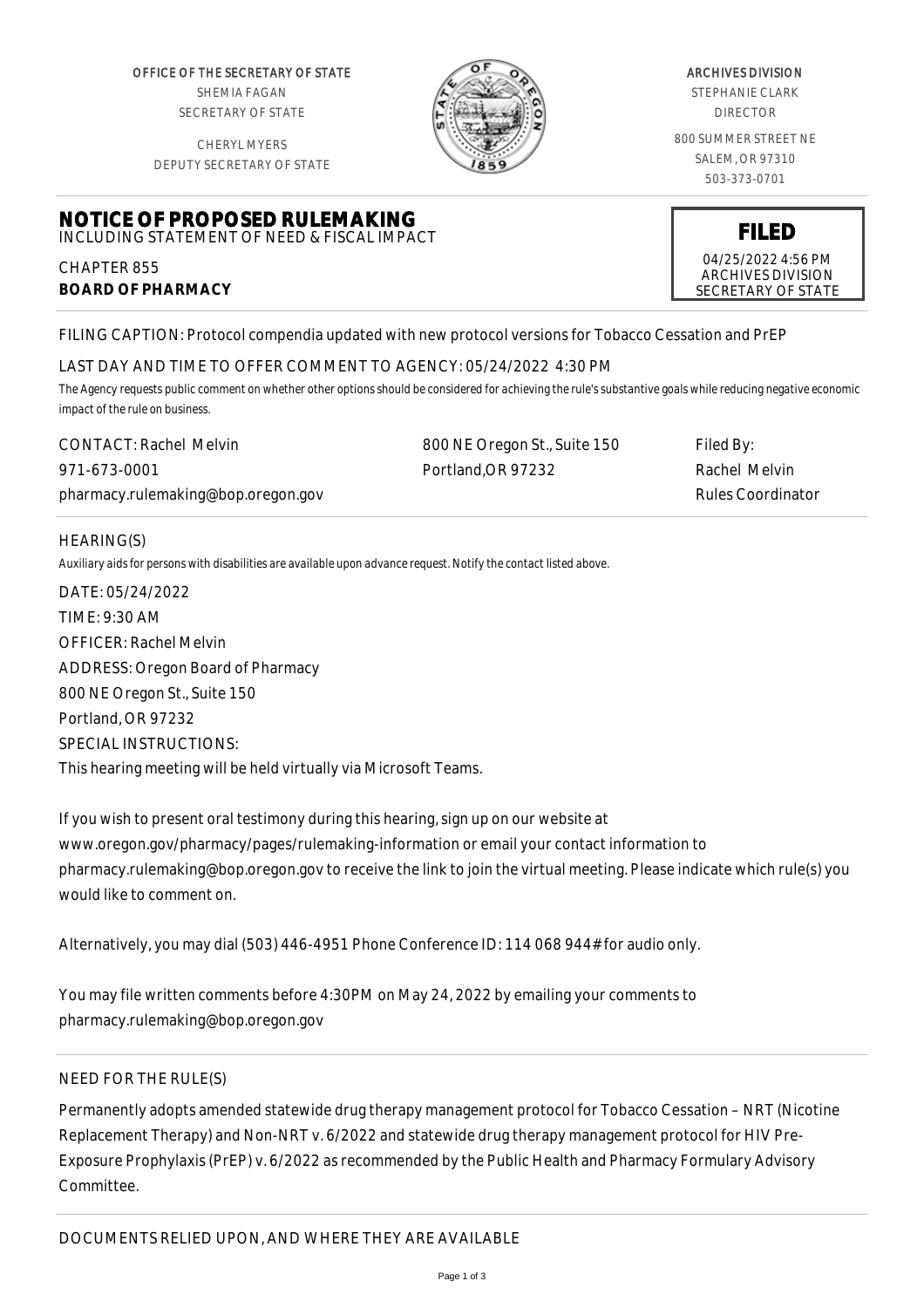OFFICE OF THE SECRETARY OF STATE
SHEMIA FAGAN
SECRETARY OF STATE

CHERYL MYERS
DEPUTY SECRETARY OF STATE

ARCHIVES DIVISION
STEPHANIE CLARK
DIRECTOR

800 SUMMER STREET NE
SALEM, OR 97310
503-373-0701

# NOTICE OF PROPOSED RULEMAKING

INCLUDING STATEMENT OF NEED & FISCAL IMPACT

CHAPTER 855
**BOARD OF PHARMACY**

**FILED**
04/25/2022 4:56 PM
ARCHIVES DIVISION
SECRETARY OF STATE

FILING CAPTION: Protocol compendia updated with new protocol versions for Tobacco Cessation and PrEP

LAST DAY AND TIME TO OFFER COMMENT TO AGENCY: 05/24/2022 4:30 PM

*The Agency requests public comment on whether other options should be considered for achieving the rule's substantive goals while reducing negative economic impact of the rule on business.*

| CONTACT: Rachel Melvin | 800 NE Oregon St., Suite 150 | Filed By: |
|---|---|---|
| 971-673-0001 | Portland,OR 97232 | Rachel Melvin |
| pharmacy.rulemaking@bop.oregon.gov | | Rules Coordinator |

HEARING(S)

*Auxiliary aids for persons with disabilities are available upon advance request. Notify the contact listed above.*

DATE: 05/24/2022
TIME: 9:30 AM
OFFICER: Rachel Melvin
ADDRESS: Oregon Board of Pharmacy
800 NE Oregon St., Suite 150
Portland, OR 97232
SPECIAL INSTRUCTIONS:
This hearing meeting will be held virtually via Microsoft Teams.

If you wish to present oral testimony during this hearing, sign up on our website at www.oregon.gov/pharmacy/pages/rulemaking-information or email your contact information to pharmacy.rulemaking@bop.oregon.gov to receive the link to join the virtual meeting. Please indicate which rule(s) you would like to comment on.

Alternatively, you may dial (503) 446-4951 Phone Conference ID: 114 068 944# for audio only.

You may file written comments before 4:30PM on May 24, 2022 by emailing your comments to pharmacy.rulemaking@bop.oregon.gov

NEED FOR THE RULE(S)

Permanently adopts amended statewide drug therapy management protocol for Tobacco Cessation – NRT (Nicotine Replacement Therapy) and Non-NRT v. 6/2022 and statewide drug therapy management protocol for HIV Pre-Exposure Prophylaxis (PrEP) v. 6/2022 as recommended by the Public Health and Pharmacy Formulary Advisory Committee.

DOCUMENTS RELIED UPON, AND WHERE THEY ARE AVAILABLE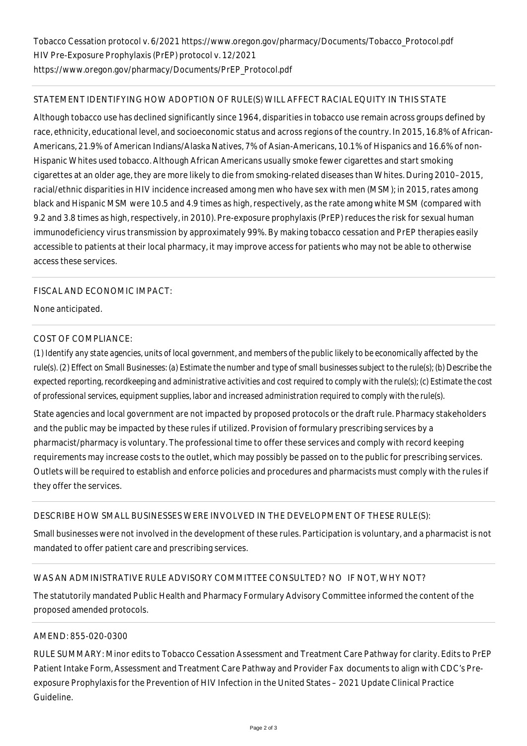Tobacco Cessation protocol v. 6/2021 https://www.oregon.gov/pharmacy/Documents/Tobacco_Protocol.pdf
HIV Pre-Exposure Prophylaxis (PrEP) protocol v. 12/2021
https://www.oregon.gov/pharmacy/Documents/PrEP_Protocol.pdf

STATEMENT IDENTIFYING HOW ADOPTION OF RULE(S) WILL AFFECT RACIAL EQUITY IN THIS STATE

Although tobacco use has declined significantly since 1964, disparities in tobacco use remain across groups defined by race, ethnicity, educational level, and socioeconomic status and across regions of the country. In 2015, 16.8% of African-Americans, 21.9% of American Indians/Alaska Natives, 7% of Asian-Americans, 10.1% of Hispanics and 16.6% of non-Hispanic Whites used tobacco. Although African Americans usually smoke fewer cigarettes and start smoking cigarettes at an older age, they are more likely to die from smoking-related diseases than Whites. During 2010–2015, racial/ethnic disparities in HIV incidence increased among men who have sex with men (MSM); in 2015, rates among black and Hispanic MSM were 10.5 and 4.9 times as high, respectively, as the rate among white MSM (compared with 9.2 and 3.8 times as high, respectively, in 2010). Pre-exposure prophylaxis (PrEP) reduces the risk for sexual human immunodeficiency virus transmission by approximately 99%. By making tobacco cessation and PrEP therapies easily accessible to patients at their local pharmacy, it may improve access for patients who may not be able to otherwise access these services.

FISCAL AND ECONOMIC IMPACT:

None anticipated.

COST OF COMPLIANCE:

(1) Identify any state agencies, units of local government, and members of the public likely to be economically affected by the rule(s). (2) Effect on Small Businesses: (a) Estimate the number and type of small businesses subject to the rule(s); (b) Describe the expected reporting, recordkeeping and administrative activities and cost required to comply with the rule(s); (c) Estimate the cost of professional services, equipment supplies, labor and increased administration required to comply with the rule(s).

State agencies and local government are not impacted by proposed protocols or the draft rule. Pharmacy stakeholders and the public may be impacted by these rules if utilized. Provision of formulary prescribing services by a pharmacist/pharmacy is voluntary. The professional time to offer these services and comply with record keeping requirements may increase costs to the outlet, which may possibly be passed on to the public for prescribing services. Outlets will be required to establish and enforce policies and procedures and pharmacists must comply with the rules if they offer the services.

DESCRIBE HOW SMALL BUSINESSES WERE INVOLVED IN THE DEVELOPMENT OF THESE RULE(S):

Small businesses were not involved in the development of these rules. Participation is voluntary, and a pharmacist is not mandated to offer patient care and prescribing services.

WAS AN ADMINISTRATIVE RULE ADVISORY COMMITTEE CONSULTED? NO IF NOT, WHY NOT?

The statutorily mandated Public Health and Pharmacy Formulary Advisory Committee informed the content of the proposed amended protocols.

AMEND: 855-020-0300

RULE SUMMARY: Minor edits to Tobacco Cessation Assessment and Treatment Care Pathway for clarity. Edits to PrEP Patient Intake Form, Assessment and Treatment Care Pathway and Provider Fax documents to align with CDC's Pre-exposure Prophylaxis for the Prevention of HIV Infection in the United States – 2021 Update Clinical Practice Guideline.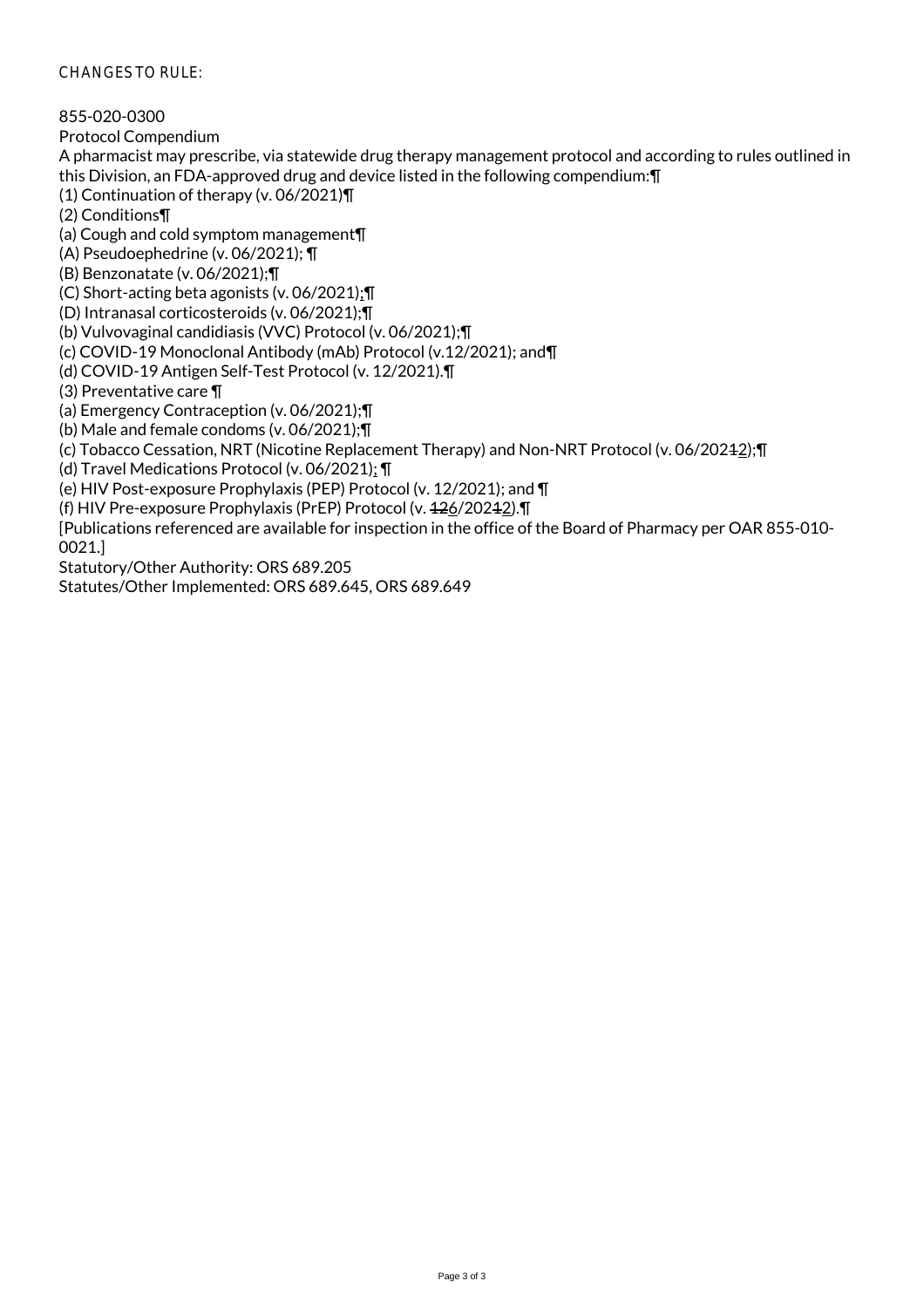CHANGES TO RULE:

855-020-0300
Protocol Compendium

A pharmacist may prescribe, via statewide drug therapy management protocol and according to rules outlined in this Division, an FDA-approved drug and device listed in the following compendium:¶
(1) Continuation of therapy (v. 06/2021)¶
(2) Conditions¶
(a) Cough and cold symptom management¶
(A) Pseudoephedrine (v. 06/2021); ¶
(B) Benzonatate (v. 06/2021);¶
(C) Short-acting beta agonists (v. 06/2021);¶
(D) Intranasal corticosteroids (v. 06/2021);¶
(b) Vulvovaginal candidiasis (VVC) Protocol (v. 06/2021);¶
(c) COVID-19 Monoclonal Antibody (mAb) Protocol (v.12/2021); and¶
(d) COVID-19 Antigen Self-Test Protocol (v. 12/2021).¶
(3) Preventative care ¶
(a) Emergency Contraception (v. 06/2021);¶
(b) Male and female condoms (v. 06/2021);¶
(c) Tobacco Cessation, NRT (Nicotine Replacement Therapy) and Non-NRT Protocol (v. 06/202~~1~~2);¶
(d) Travel Medications Protocol (v. 06/2021); ¶
(e) HIV Post-exposure Prophylaxis (PEP) Protocol (v. 12/2021); and ¶
(f) HIV Pre-exposure Prophylaxis (PrEP) Protocol (v. ~~12~~6/202~~1~~2).¶
[Publications referenced are available for inspection in the office of the Board of Pharmacy per OAR 855-010-0021.]

Statutory/Other Authority: ORS 689.205
Statutes/Other Implemented: ORS 689.645, ORS 689.649